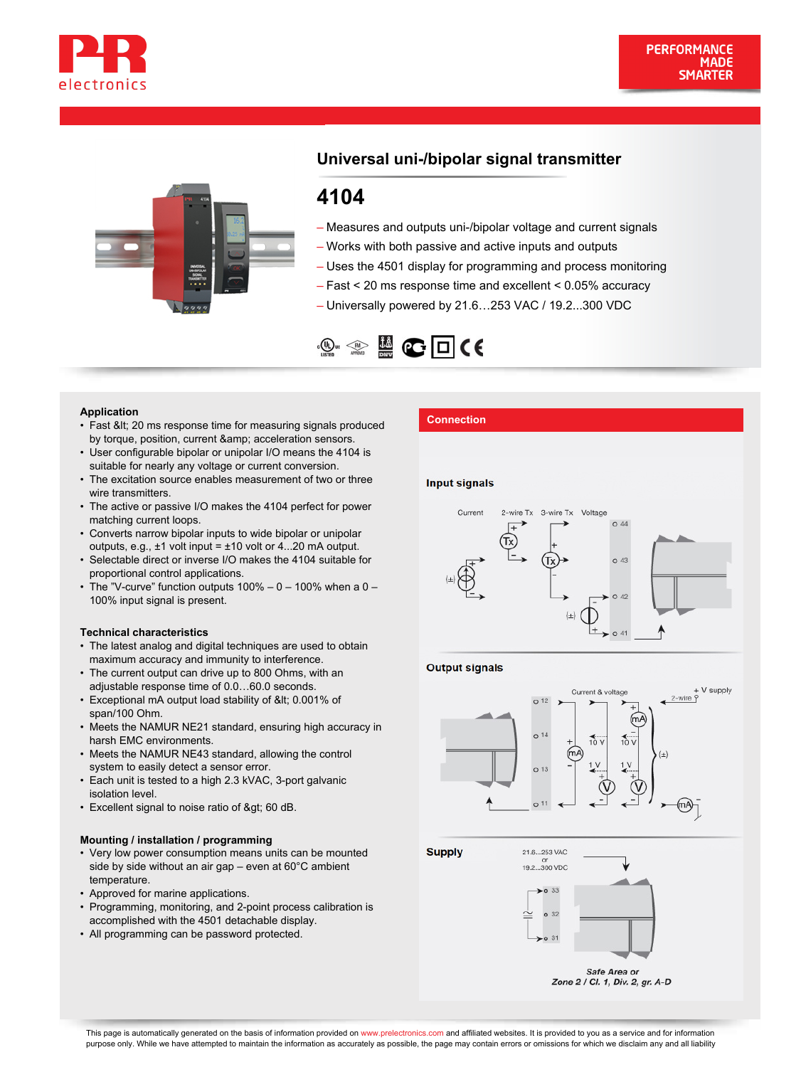# Universal uni-/bipolar signal transmitter

## 4104

- Measures and outputs uni-/bipolar voltage and current signals
- Works with both passive and active inputs and outputs
- Uses the 4501 display for programming and process monitoring
- Fast < 20 ms response time and excellent < 0.05% accuracy
- Universally powered by 21.6…253 VAC / 19.2...300 VDC

### Application

- Fast &lt; 20 ms response time for measuring signals produced by torque, position, current &amp; acceleration sensors.
- User configurable bipolar or unipolar I/O means the 4104 is suitable for nearly any voltage or current conversion.
- The excitation source enables measurement of two or three wire transmitters.
- The active or passive I/O makes the 4104 perfect for power matching current loops.
- Converts narrow bipolar inputs to wide bipolar or unipolar outputs, e.g., ±1 volt input = ±10 volt or 4...20 mA output.
- Selectable direct or inverse I/O makes the 4104 suitable for proportional control applications.
- The "V-curve" function outputs 100% – 0 – 100% when a 0 – 100% input signal is present.

### Technical characteristics

- The latest analog and digital techniques are used to obtain maximum accuracy and immunity to interference.
- The current output can drive up to 800 Ohms, with an adjustable response time of 0.0…60.0 seconds.
- Exceptional mA output load stability of &lt; 0.001% of span/100 Ohm.
- Meets the NAMUR NE21 standard, ensuring high accuracy in harsh EMC environments.
- Meets the NAMUR NE43 standard, allowing the control system to easily detect a sensor error.
- Each unit is tested to a high 2.3 kVAC, 3-port galvanic isolation level.
- Excellent signal to noise ratio of &gt; 60 dB.

### Mounting / installation / programming

- Very low power consumption means units can be mounted side by side without an air gap – even at 60°C ambient temperature.
- Approved for marine applications.
- Programming, monitoring, and 2-point process calibration is accomplished with the 4501 detachable display.
- All programming can be password protected.

## Connection

**Input signals**

Current | 2-wire Tx | 3-wire Tx | Voltage

**Output signals**

Current & voltage | 2-wire | + V supply

**Supply**

21.6...253 VAC or 19.2...300 VDC

Safe Area or
*Zone 2 / Cl. 1, Div. 2, gr. A-D*

This page is automatically generated on the basis of information provided on www.prelectronics.com and affiliated websites. It is provided to you as a service and for information purpose only. While we have attempted to maintain the information as accurately as possible, the page may contain errors or omissions for which we disclaim any and all liability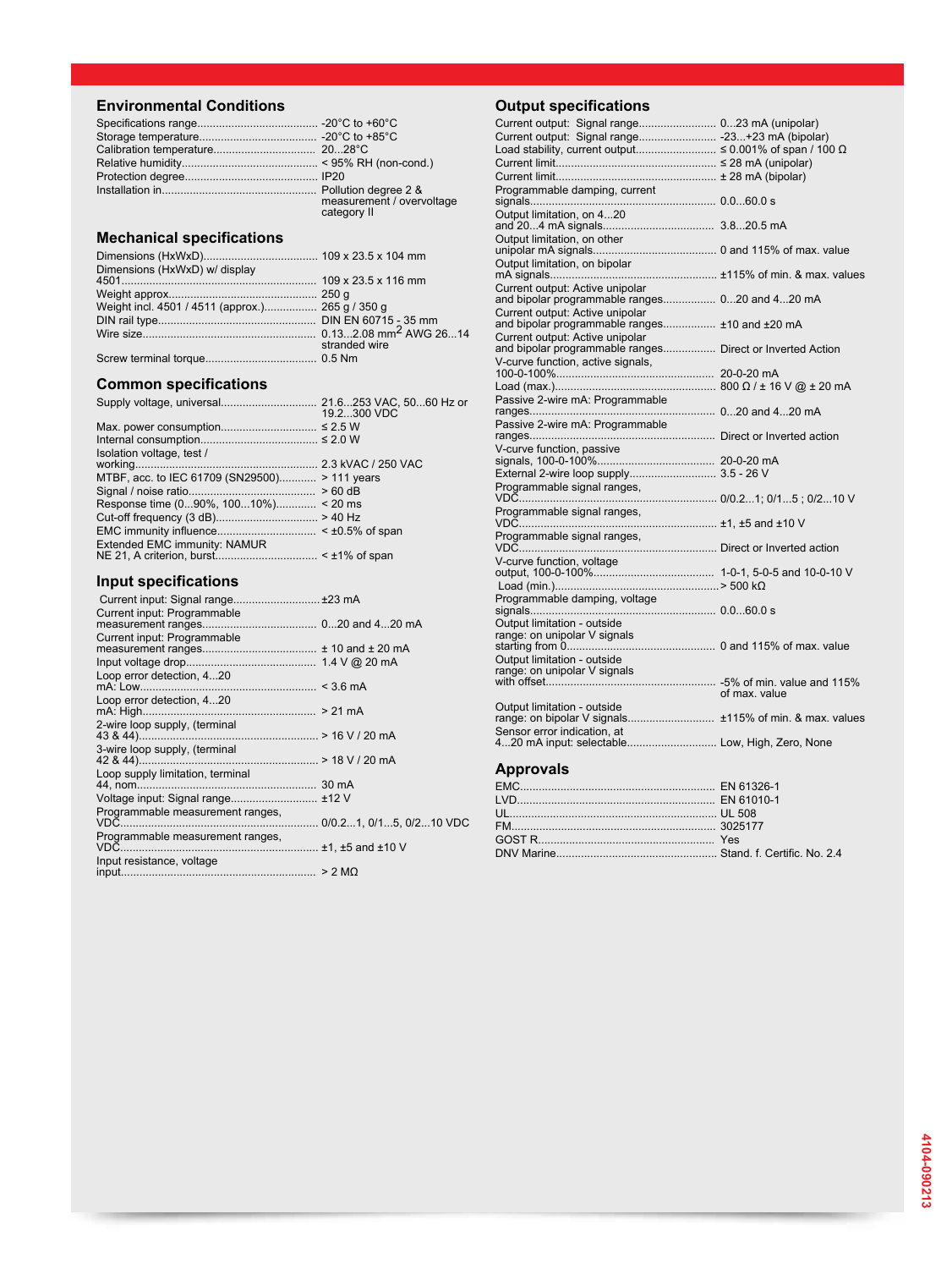## Environmental Conditions

| | |
|---|---|
| Specifications range | -20°C to +60°C |
| Storage temperature | -20°C to +85°C |
| Calibration temperature | 20...28°C |
| Relative humidity | < 95% RH (non-cond.) |
| Protection degree | IP20 |
| Installation in | Pollution degree 2 & measurement / overvoltage category II |

## Mechanical specifications

| | |
|---|---|
| Dimensions (HxWxD) | 109 x 23.5 x 104 mm |
| Dimensions (HxWxD) w/ display 4501 | 109 x 23.5 x 116 mm |
| Weight approx. | 250 g |
| Weight incl. 4501 / 4511 (approx.) | 265 g / 350 g |
| DIN rail type | DIN EN 60715 - 35 mm |
| Wire size | 0.13...2.08 mm$^2$ AWG 26...14 stranded wire |
| Screw terminal torque | 0.5 Nm |

## Common specifications

| | |
|---|---|
| Supply voltage, universal | 21.6...253 VAC, 50...60 Hz or 19.2...300 VDC |
| Max. power consumption | ≤ 2.5 W |
| Internal consumption | ≤ 2.0 W |
| Isolation voltage, test / working | 2.3 kVAC / 250 VAC |
| MTBF, acc. to IEC 61709 (SN29500) | > 111 years |
| Signal / noise ratio | > 60 dB |
| Response time (0...90%, 100...10%) | < 20 ms |
| Cut-off frequency (3 dB) | > 40 Hz |
| EMC immunity influence | < ±0.5% of span |
| Extended EMC immunity: NAMUR NE 21, A criterion, burst | < ±1% of span |

## Input specifications

| | |
|---|---|
| Current input: Signal range | ±23 mA |
| Current input: Programmable measurement ranges | 0...20 and 4...20 mA |
| Current input: Programmable measurement ranges | ± 10 and ± 20 mA |
| Input voltage drop | 1.4 V @ 20 mA |
| Loop error detection, 4...20 mA: Low | < 3.6 mA |
| Loop error detection, 4...20 mA: High | > 21 mA |
| 2-wire loop supply, (terminal 43 & 44) | > 16 V / 20 mA |
| 3-wire loop supply, (terminal 42 & 44) | > 18 V / 20 mA |
| Loop supply limitation, terminal 44, nom. | 30 mA |
| Voltage input: Signal range | ±12 V |
| Programmable measurement ranges, VDC | 0/0.2...1, 0/1...5, 0/2...10 VDC |
| Programmable measurement ranges, VDC | ±1, ±5 and ±10 V |
| Input resistance, voltage input | > 2 MΩ |

## Output specifications

| | |
|---|---|
| Current output: Signal range | 0...23 mA (unipolar) |
| Current output: Signal range | -23...+23 mA (bipolar) |
| Load stability, current output | ≤ 0.001% of span / 100 Ω |
| Current limit | ≤ 28 mA (unipolar) |
| Current limit | ± 28 mA (bipolar) |
| Programmable damping, current signals | 0.0...60.0 s |
| Output limitation, on 4...20 and 20...4 mA signals | 3.8...20.5 mA |
| Output limitation, on other unipolar mA signals | 0 and 115% of max. value |
| Output limitation, on bipolar mA signals | ±115% of min. & max. values |
| Current output: Active unipolar and bipolar programmable ranges | 0...20 and 4...20 mA |
| Current output: Active unipolar and bipolar programmable ranges | ±10 and ±20 mA |
| Current output: Active unipolar and bipolar programmable ranges | Direct or Inverted Action |
| V-curve function, active signals, 100-0-100% | 20-0-20 mA |
| Load (max.) | 800 Ω / ± 16 V @ ± 20 mA |
| Passive 2-wire mA: Programmable ranges | 0...20 and 4...20 mA |
| Passive 2-wire mA: Programmable ranges | Direct or Inverted action |
| V-curve function, passive signals, 100-0-100% | 20-0-20 mA |
| External 2-wire loop supply | 3.5 - 26 V |
| Programmable signal ranges, VDC | 0/0.2...1; 0/1...5 ; 0/2...10 V |
| Programmable signal ranges, VDC | ±1, ±5 and ±10 V |
| Programmable signal ranges, VDC | Direct or Inverted action |
| V-curve function, voltage output, 100-0-100% | 1-0-1, 5-0-5 and 10-0-10 V |
| Load (min.) | > 500 kΩ |
| Programmable damping, voltage signals | 0.0...60.0 s |
| Output limitation - outside range: on unipolar V signals starting from 0 | 0 and 115% of max. value |
| Output limitation - outside range: on unipolar V signals with offset | -5% of min. value and 115% of max. value |
| Output limitation - outside range: on bipolar V signals | ±115% of min. & max. values |
| Sensor error indication, at 4...20 mA input: selectable | Low, High, Zero, None |

## Approvals

| | |
|---|---|
| EMC | EN 61326-1 |
| LVD | EN 61010-1 |
| UL | UL 508 |
| FM | 3025177 |
| GOST R | Yes |
| DNV Marine | Stand. f. Certific. No. 2.4 |